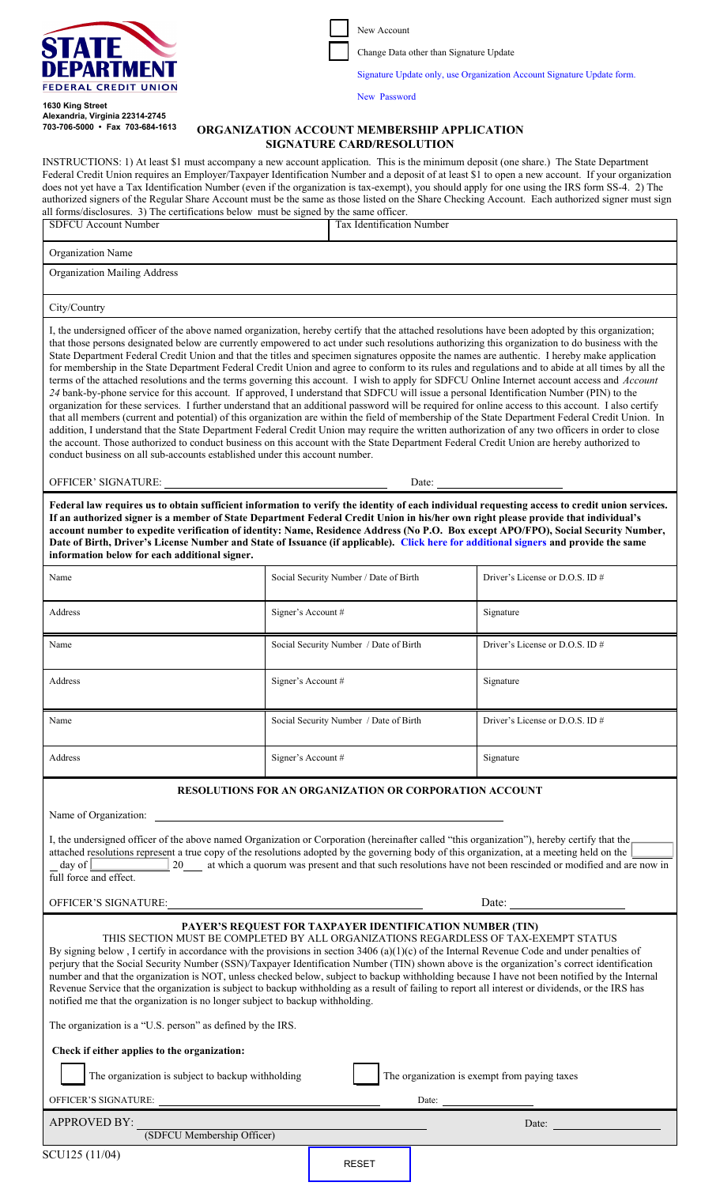**STATE DEPARTMENT FEDERAL CREDIT UNION**

**1630 King Street**
**Alexandria, Virginia 22314-2745**
**703-706-5000 • Fax 703-684-1613**

☐ New Account

☐ Change Data other than Signature Update

Signature Update only, use Organization Account Signature Update form.

New Password

## ORGANIZATION ACCOUNT MEMBERSHIP APPLICATION
## SIGNATURE CARD/RESOLUTION

INSTRUCTIONS: 1) At least $1 must accompany a new account application. This is the minimum deposit (one share.) The State Department Federal Credit Union requires an Employer/Taxpayer Identification Number and a deposit of at least $1 to open a new account. If your organization does not yet have a Tax Identification Number (even if the organization is tax-exempt), you should apply for one using the IRS form SS-4. 2) The authorized signers of the Regular Share Account must be the same as those listed on the Share Checking Account. Each authorized signer must sign all forms/disclosures. 3) The certifications below must be signed by the same officer.

| SDFCU Account Number | Tax Identification Number |
|---|---|
| Organization Name | |
| Organization Mailing Address | |
| City/Country | |

I, the undersigned officer of the above named organization, hereby certify that the attached resolutions have been adopted by this organization; that those persons designated below are currently empowered to act under such resolutions authorizing this organization to do business with the State Department Federal Credit Union and that the titles and specimen signatures opposite the names are authentic. I hereby make application for membership in the State Department Federal Credit Union and agree to conform to its rules and regulations and to abide at all times by all the terms of the attached resolutions and the terms governing this account. I wish to apply for SDFCU Online Internet account access and *Account 24* bank-by-phone service for this account. If approved, I understand that SDFCU will issue a personal Identification Number (PIN) to the organization for these services. I further understand that an additional password will be required for online access to this account. I also certify that all members (current and potential) of this organization are within the field of membership of the State Department Federal Credit Union. In addition, I understand that the State Department Federal Credit Union may require the written authorization of any two officers in order to close the account. Those authorized to conduct business on this account with the State Department Federal Credit Union are hereby authorized to conduct business on all sub-accounts established under this account number.

OFFICER' SIGNATURE: ______________________ Date: ______________

**Federal law requires us to obtain sufficient information to verify the identity of each individual requesting access to credit union services. If an authorized signer is a member of State Department Federal Credit Union in his/her own right please provide that individual's account number to expedite verification of identity: Name, Residence Address (No P.O. Box except APO/FPO), Social Security Number, Date of Birth, Driver's License Number and State of Issuance (if applicable). Click here for additional signers and provide the same information below for each additional signer.**

| Name | Social Security Number / Date of Birth | Driver's License or D.O.S. ID # |
|---|---|---|
| Address | Signer's Account # | Signature |
| Name | Social Security Number / Date of Birth | Driver's License or D.O.S. ID # |
| Address | Signer's Account # | Signature |
| Name | Social Security Number / Date of Birth | Driver's License or D.O.S. ID # |
| Address | Signer's Account # | Signature |

### RESOLUTIONS FOR AN ORGANIZATION OR CORPORATION ACCOUNT

Name of Organization: ______________________

I, the undersigned officer of the above named Organization or Corporation (hereinafter called "this organization"), hereby certify that the attached resolutions represent a true copy of the resolutions adopted by the governing body of this organization, at a meeting held on the ____ day of ____________ 20___ at which a quorum was present and that such resolutions have not been rescinded or modified and are now in full force and effect.

OFFICER'S SIGNATURE: ______________________ Date: ______________

### PAYER'S REQUEST FOR TAXPAYER IDENTIFICATION NUMBER (TIN)

THIS SECTION MUST BE COMPLETED BY ALL ORGANIZATIONS REGARDLESS OF TAX-EXEMPT STATUS

By signing below , I certify in accordance with the provisions in section 3406 (a)(1)(c) of the Internal Revenue Code and under penalties of perjury that the Social Security Number (SSN)/Taxpayer Identification Number (TIN) shown above is the organization's correct identification number and that the organization is NOT, unless checked below, subject to backup withholding because I have not been notified by the Internal Revenue Service that the organization is subject to backup withholding as a result of failing to report all interest or dividends, or the IRS has notified me that the organization is no longer subject to backup withholding.

The organization is a "U.S. person" as defined by the IRS.

**Check if either applies to the organization:**

☐ The organization is subject to backup withholding ☐ The organization is exempt from paying taxes

OFFICER'S SIGNATURE: ______________________ Date: ______________

APPROVED BY: ______________________ Date: ______________
(SDFCU Membership Officer)

SCU125 (11/04)

RESET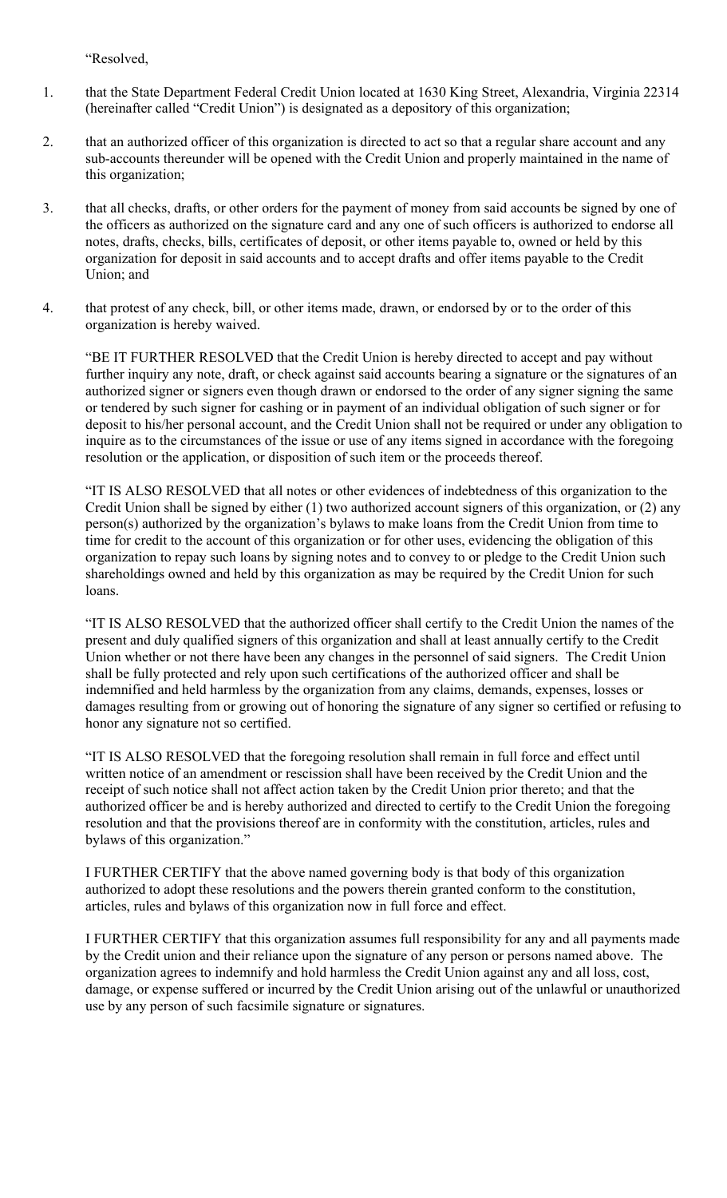"Resolved,

1. that the State Department Federal Credit Union located at 1630 King Street, Alexandria, Virginia 22314 (hereinafter called "Credit Union") is designated as a depository of this organization;

2. that an authorized officer of this organization is directed to act so that a regular share account and any sub-accounts thereunder will be opened with the Credit Union and properly maintained in the name of this organization;

3. that all checks, drafts, or other orders for the payment of money from said accounts be signed by one of the officers as authorized on the signature card and any one of such officers is authorized to endorse all notes, drafts, checks, bills, certificates of deposit, or other items payable to, owned or held by this organization for deposit in said accounts and to accept drafts and offer items payable to the Credit Union; and

4. that protest of any check, bill, or other items made, drawn, or endorsed by or to the order of this organization is hereby waived.

"BE IT FURTHER RESOLVED that the Credit Union is hereby directed to accept and pay without further inquiry any note, draft, or check against said accounts bearing a signature or the signatures of an authorized signer or signers even though drawn or endorsed to the order of any signer signing the same or tendered by such signer for cashing or in payment of an individual obligation of such signer or for deposit to his/her personal account, and the Credit Union shall not be required or under any obligation to inquire as to the circumstances of the issue or use of any items signed in accordance with the foregoing resolution or the application, or disposition of such item or the proceeds thereof.

"IT IS ALSO RESOLVED that all notes or other evidences of indebtedness of this organization to the Credit Union shall be signed by either (1) two authorized account signers of this organization, or (2) any person(s) authorized by the organization's bylaws to make loans from the Credit Union from time to time for credit to the account of this organization or for other uses, evidencing the obligation of this organization to repay such loans by signing notes and to convey to or pledge to the Credit Union such shareholdings owned and held by this organization as may be required by the Credit Union for such loans.

"IT IS ALSO RESOLVED that the authorized officer shall certify to the Credit Union the names of the present and duly qualified signers of this organization and shall at least annually certify to the Credit Union whether or not there have been any changes in the personnel of said signers. The Credit Union shall be fully protected and rely upon such certifications of the authorized officer and shall be indemnified and held harmless by the organization from any claims, demands, expenses, losses or damages resulting from or growing out of honoring the signature of any signer so certified or refusing to honor any signature not so certified.

"IT IS ALSO RESOLVED that the foregoing resolution shall remain in full force and effect until written notice of an amendment or rescission shall have been received by the Credit Union and the receipt of such notice shall not affect action taken by the Credit Union prior thereto; and that the authorized officer be and is hereby authorized and directed to certify to the Credit Union the foregoing resolution and that the provisions thereof are in conformity with the constitution, articles, rules and bylaws of this organization."

I FURTHER CERTIFY that the above named governing body is that body of this organization authorized to adopt these resolutions and the powers therein granted conform to the constitution, articles, rules and bylaws of this organization now in full force and effect.

I FURTHER CERTIFY that this organization assumes full responsibility for any and all payments made by the Credit union and their reliance upon the signature of any person or persons named above. The organization agrees to indemnify and hold harmless the Credit Union against any and all loss, cost, damage, or expense suffered or incurred by the Credit Union arising out of the unlawful or unauthorized use by any person of such facsimile signature or signatures.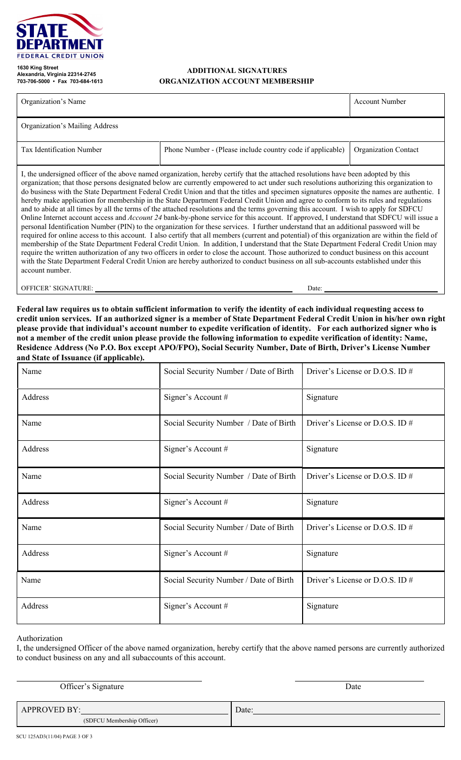**STATE DEPARTMENT FEDERAL CREDIT UNION**

1630 King Street
Alexandria, Virginia 22314-2745
703-706-5000 • Fax 703-684-1613

## ADDITIONAL SIGNATURES
## ORGANIZATION ACCOUNT MEMBERSHIP

| | | |
|---|---|---|
| Organization's Name | | Account Number |
| Organization's Mailing Address | | |
| Tax Identification Number | Phone Number - (Please include country code if applicable) | Organization Contact |

I, the undersigned officer of the above named organization, hereby certify that the attached resolutions have been adopted by this organization; that those persons designated below are currently empowered to act under such resolutions authorizing this organization to do business with the State Department Federal Credit Union and that the titles and specimen signatures opposite the names are authentic. I hereby make application for membership in the State Department Federal Credit Union and agree to conform to its rules and regulations and to abide at all times by all the terms of the attached resolutions and the terms governing this account. I wish to apply for SDFCU Online Internet account access and *Account 24* bank-by-phone service for this account. If approved, I understand that SDFCU will issue a personal Identification Number (PIN) to the organization for these services. I further understand that an additional password will be required for online access to this account. I also certify that all members (current and potential) of this organization are within the field of membership of the State Department Federal Credit Union. In addition, I understand that the State Department Federal Credit Union may require the written authorization of any two officers in order to close the account. Those authorized to conduct business on this account with the State Department Federal Credit Union are hereby authorized to conduct business on all sub-accounts established under this account number.

OFFICER' SIGNATURE: ______________________ Date: ______________

**Federal law requires us to obtain sufficient information to verify the identity of each individual requesting access to credit union services. If an authorized signer is a member of State Department Federal Credit Union in his/her own right please provide that individual's account number to expedite verification of identity. For each authorized signer who is not a member of the credit union please provide the following information to expedite verification of identity: Name, Residence Address (No P.O. Box except APO/FPO), Social Security Number, Date of Birth, Driver's License Number and State of Issuance (if applicable).**

| | | |
|---|---|---|
| Name | Social Security Number / Date of Birth | Driver's License or D.O.S. ID # |
| Address | Signer's Account # | Signature |
| Name | Social Security Number / Date of Birth | Driver's License or D.O.S. ID # |
| Address | Signer's Account # | Signature |
| Name | Social Security Number / Date of Birth | Driver's License or D.O.S. ID # |
| Address | Signer's Account # | Signature |
| Name | Social Security Number / Date of Birth | Driver's License or D.O.S. ID # |
| Address | Signer's Account # | Signature |
| Name | Social Security Number / Date of Birth | Driver's License or D.O.S. ID # |
| Address | Signer's Account # | Signature |

Authorization

I, the undersigned Officer of the above named organization, hereby certify that the above named persons are currently authorized to conduct business on any and all subaccounts of this account.

______________________ ______________
Officer's Signature Date

APPROVED BY: ______________________ Date: ______________
(SDFCU Membership Officer)

SCU 125AD3(11/04)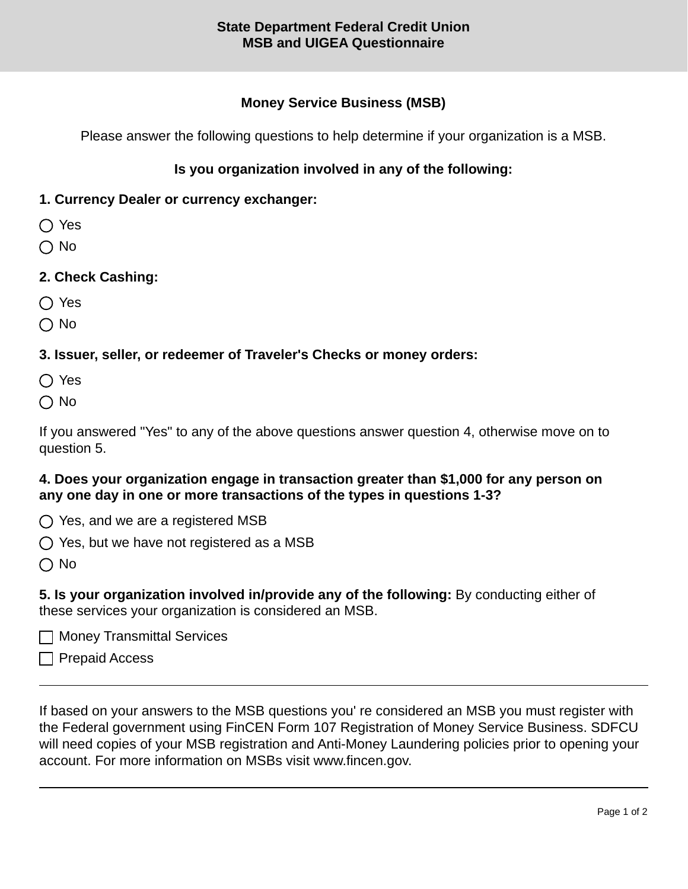# State Department Federal Credit Union
# MSB and UIGEA Questionnaire

## Money Service Business (MSB)

Please answer the following questions to help determine if your organization is a MSB.

**Is you organization involved in any of the following:**

**1. Currency Dealer or currency exchanger:**

◯ Yes

◯ No

**2. Check Cashing:**

◯ Yes

◯ No

**3. Issuer, seller, or redeemer of Traveler's Checks or money orders:**

◯ Yes

◯ No

If you answered "Yes" to any of the above questions answer question 4, otherwise move on to question 5.

**4. Does your organization engage in transaction greater than $1,000 for any person on any one day in one or more transactions of the types in questions 1-3?**

◯ Yes, and we are a registered MSB

◯ Yes, but we have not registered as a MSB

◯ No

**5. Is your organization involved in/provide any of the following:** By conducting either of these services your organization is considered an MSB.

☐ Money Transmittal Services

☐ Prepaid Access

---

If based on your answers to the MSB questions you' re considered an MSB you must register with the Federal government using FinCEN Form 107 Registration of Money Service Business. SDFCU will need copies of your MSB registration and Anti-Money Laundering policies prior to opening your account. For more information on MSBs visit www.fincen.gov.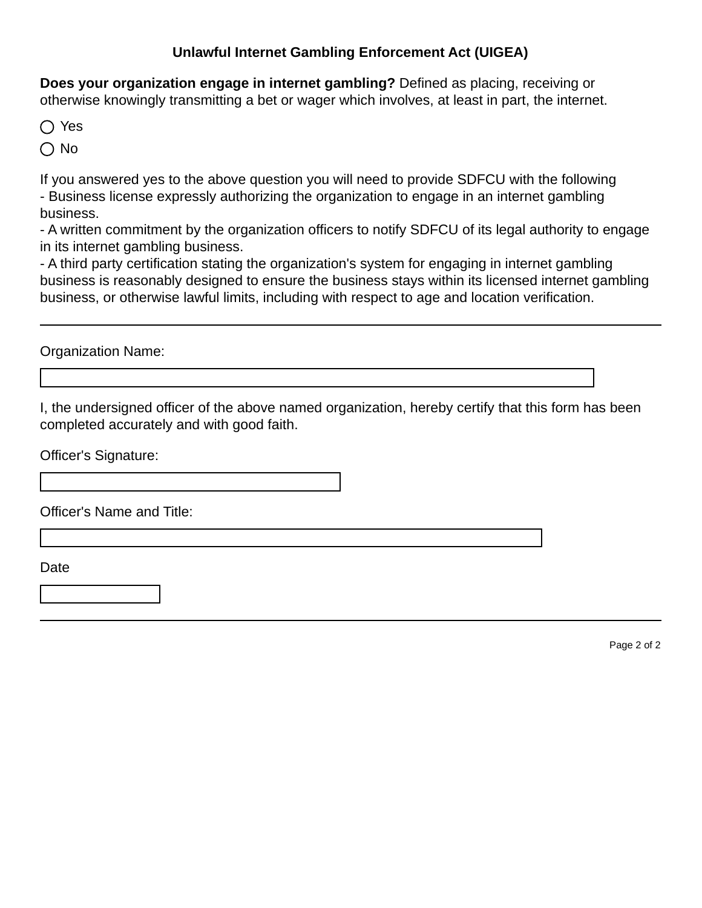## Unlawful Internet Gambling Enforcement Act (UIGEA)

**Does your organization engage in internet gambling?** Defined as placing, receiving or otherwise knowingly transmitting a bet or wager which involves, at least in part, the internet.

○ Yes

○ No

If you answered yes to the above question you will need to provide SDFCU with the following
- Business license expressly authorizing the organization to engage in an internet gambling business.
- A written commitment by the organization officers to notify SDFCU of its legal authority to engage in its internet gambling business.
- A third party certification stating the organization's system for engaging in internet gambling business is reasonably designed to ensure the business stays within its licensed internet gambling business, or otherwise lawful limits, including with respect to age and location verification.

---

Organization Name:

I, the undersigned officer of the above named organization, hereby certify that this form has been completed accurately and with good faith.

Officer's Signature:

Officer's Name and Title:

Date

---